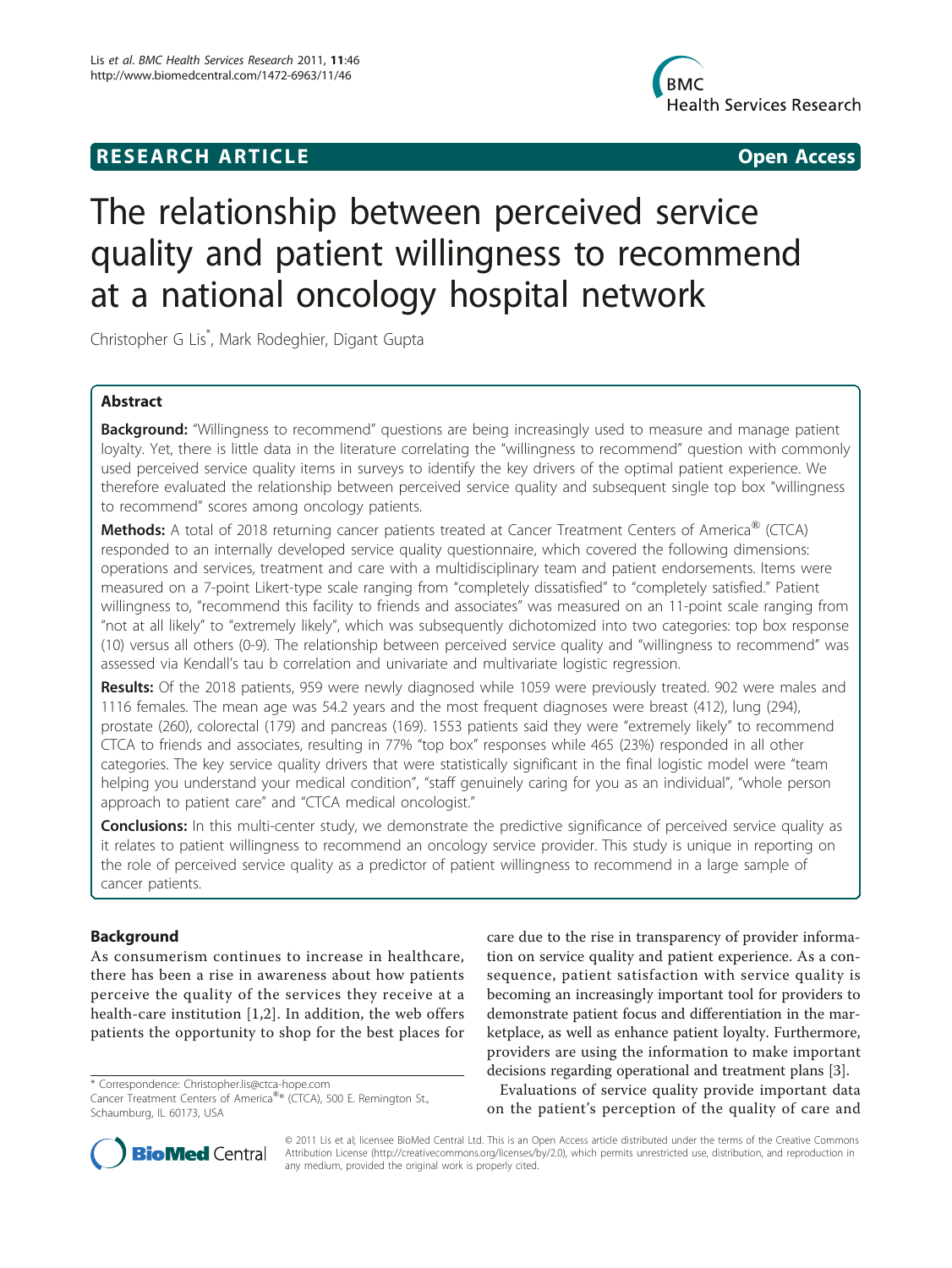**RESEARCH ARTICLE** **Open Access**

# The relationship between perceived service quality and patient willingness to recommend at a national oncology hospital network

Christopher G Lis*, Mark Rodeghier, Digant Gupta

## Abstract

**Background:** "Willingness to recommend" questions are being increasingly used to measure and manage patient loyalty. Yet, there is little data in the literature correlating the "willingness to recommend" question with commonly used perceived service quality items in surveys to identify the key drivers of the optimal patient experience. We therefore evaluated the relationship between perceived service quality and subsequent single top box "willingness to recommend" scores among oncology patients.

**Methods:** A total of 2018 returning cancer patients treated at Cancer Treatment Centers of America® (CTCA) responded to an internally developed service quality questionnaire, which covered the following dimensions: operations and services, treatment and care with a multidisciplinary team and patient endorsements. Items were measured on a 7-point Likert-type scale ranging from "completely dissatisfied" to "completely satisfied." Patient willingness to, "recommend this facility to friends and associates" was measured on an 11-point scale ranging from "not at all likely" to "extremely likely", which was subsequently dichotomized into two categories: top box response (10) versus all others (0-9). The relationship between perceived service quality and "willingness to recommend" was assessed via Kendall's tau b correlation and univariate and multivariate logistic regression.

**Results:** Of the 2018 patients, 959 were newly diagnosed while 1059 were previously treated. 902 were males and 1116 females. The mean age was 54.2 years and the most frequent diagnoses were breast (412), lung (294), prostate (260), colorectal (179) and pancreas (169). 1553 patients said they were "extremely likely" to recommend CTCA to friends and associates, resulting in 77% "top box" responses while 465 (23%) responded in all other categories. The key service quality drivers that were statistically significant in the final logistic model were "team helping you understand your medical condition", "staff genuinely caring for you as an individual", "whole person approach to patient care" and "CTCA medical oncologist."

**Conclusions:** In this multi-center study, we demonstrate the predictive significance of perceived service quality as it relates to patient willingness to recommend an oncology service provider. This study is unique in reporting on the role of perceived service quality as a predictor of patient willingness to recommend in a large sample of cancer patients.

## Background

As consumerism continues to increase in healthcare, there has been a rise in awareness about how patients perceive the quality of the services they receive at a health-care institution [1,2]. In addition, the web offers patients the opportunity to shop for the best places for care due to the rise in transparency of provider information on service quality and patient experience. As a consequence, patient satisfaction with service quality is becoming an increasingly important tool for providers to demonstrate patient focus and differentiation in the marketplace, as well as enhance patient loyalty. Furthermore, providers are using the information to make important decisions regarding operational and treatment plans [3].

Evaluations of service quality provide important data on the patient's perception of the quality of care and

\* Correspondence: Christopher.lis@ctca-hope.com
Cancer Treatment Centers of America®® (CTCA), 500 E. Remington St., Schaumburg, IL 60173, USA

© 2011 Lis et al; licensee BioMed Central Ltd. This is an Open Access article distributed under the terms of the Creative Commons Attribution License (http://creativecommons.org/licenses/by/2.0), which permits unrestricted use, distribution, and reproduction in any medium, provided the original work is properly cited.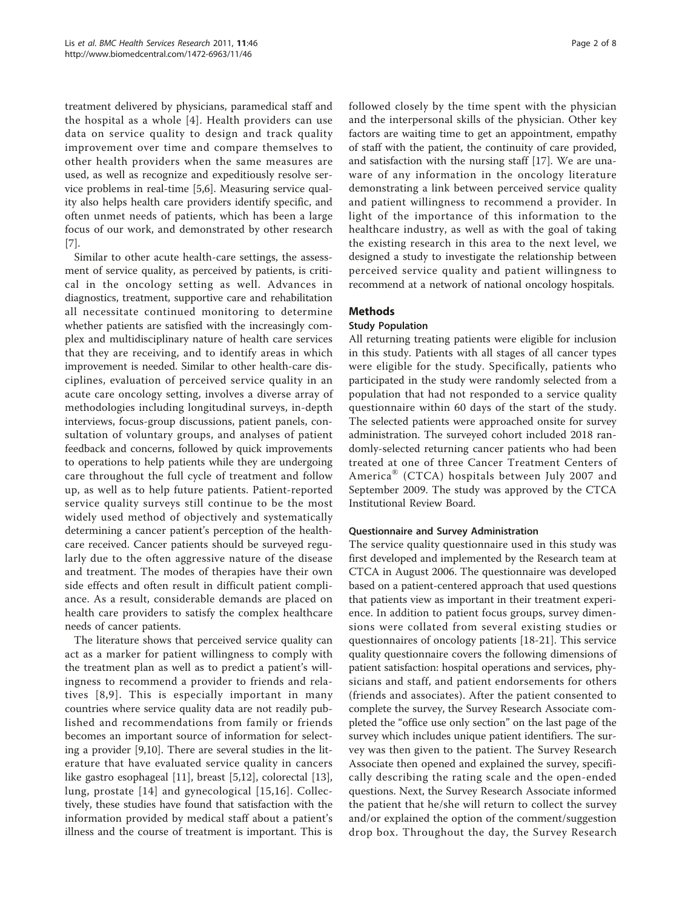treatment delivered by physicians, paramedical staff and the hospital as a whole [4]. Health providers can use data on service quality to design and track quality improvement over time and compare themselves to other health providers when the same measures are used, as well as recognize and expeditiously resolve service problems in real-time [5,6]. Measuring service quality also helps health care providers identify specific, and often unmet needs of patients, which has been a large focus of our work, and demonstrated by other research [7].

Similar to other acute health-care settings, the assessment of service quality, as perceived by patients, is critical in the oncology setting as well. Advances in diagnostics, treatment, supportive care and rehabilitation all necessitate continued monitoring to determine whether patients are satisfied with the increasingly complex and multidisciplinary nature of health care services that they are receiving, and to identify areas in which improvement is needed. Similar to other health-care disciplines, evaluation of perceived service quality in an acute care oncology setting, involves a diverse array of methodologies including longitudinal surveys, in-depth interviews, focus-group discussions, patient panels, consultation of voluntary groups, and analyses of patient feedback and concerns, followed by quick improvements to operations to help patients while they are undergoing care throughout the full cycle of treatment and follow up, as well as to help future patients. Patient-reported service quality surveys still continue to be the most widely used method of objectively and systematically determining a cancer patient's perception of the healthcare received. Cancer patients should be surveyed regularly due to the often aggressive nature of the disease and treatment. The modes of therapies have their own side effects and often result in difficult patient compliance. As a result, considerable demands are placed on health care providers to satisfy the complex healthcare needs of cancer patients.

The literature shows that perceived service quality can act as a marker for patient willingness to comply with the treatment plan as well as to predict a patient's willingness to recommend a provider to friends and relatives [8,9]. This is especially important in many countries where service quality data are not readily published and recommendations from family or friends becomes an important source of information for selecting a provider [9,10]. There are several studies in the literature that have evaluated service quality in cancers like gastro esophageal [11], breast [5,12], colorectal [13], lung, prostate [14] and gynecological [15,16]. Collectively, these studies have found that satisfaction with the information provided by medical staff about a patient's illness and the course of treatment is important. This is followed closely by the time spent with the physician and the interpersonal skills of the physician. Other key factors are waiting time to get an appointment, empathy of staff with the patient, the continuity of care provided, and satisfaction with the nursing staff [17]. We are unaware of any information in the oncology literature demonstrating a link between perceived service quality and patient willingness to recommend a provider. In light of the importance of this information to the healthcare industry, as well as with the goal of taking the existing research in this area to the next level, we designed a study to investigate the relationship between perceived service quality and patient willingness to recommend at a network of national oncology hospitals.

## Methods

### Study Population

All returning treating patients were eligible for inclusion in this study. Patients with all stages of all cancer types were eligible for the study. Specifically, patients who participated in the study were randomly selected from a population that had not responded to a service quality questionnaire within 60 days of the start of the study. The selected patients were approached onsite for survey administration. The surveyed cohort included 2018 randomly-selected returning cancer patients who had been treated at one of three Cancer Treatment Centers of America® (CTCA) hospitals between July 2007 and September 2009. The study was approved by the CTCA Institutional Review Board.

### Questionnaire and Survey Administration

The service quality questionnaire used in this study was first developed and implemented by the Research team at CTCA in August 2006. The questionnaire was developed based on a patient-centered approach that used questions that patients view as important in their treatment experience. In addition to patient focus groups, survey dimensions were collated from several existing studies or questionnaires of oncology patients [18-21]. This service quality questionnaire covers the following dimensions of patient satisfaction: hospital operations and services, physicians and staff, and patient endorsements for others (friends and associates). After the patient consented to complete the survey, the Survey Research Associate completed the "office use only section" on the last page of the survey which includes unique patient identifiers. The survey was then given to the patient. The Survey Research Associate then opened and explained the survey, specifically describing the rating scale and the open-ended questions. Next, the Survey Research Associate informed the patient that he/she will return to collect the survey and/or explained the option of the comment/suggestion drop box. Throughout the day, the Survey Research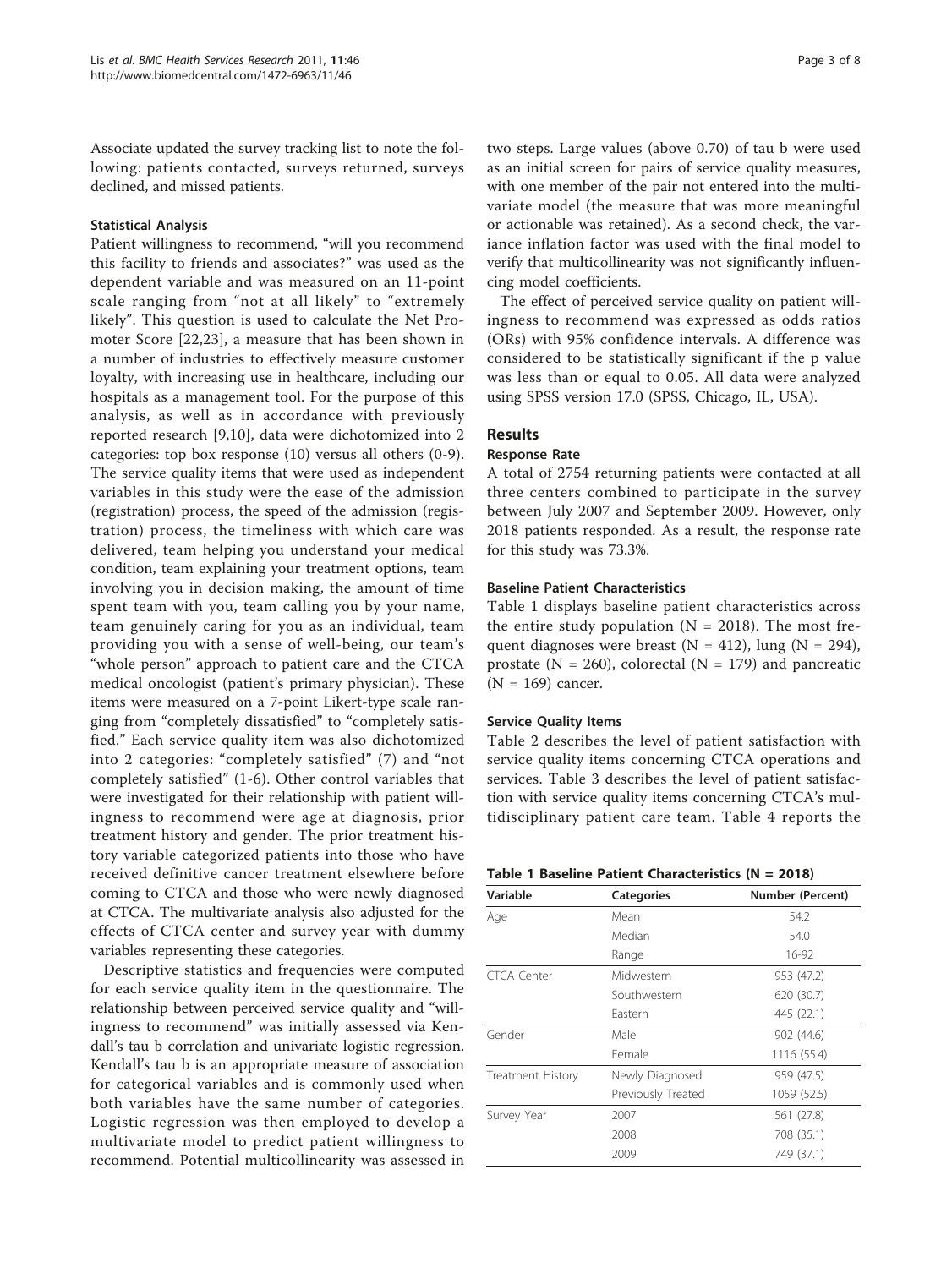Associate updated the survey tracking list to note the following: patients contacted, surveys returned, surveys declined, and missed patients.

### Statistical Analysis

Patient willingness to recommend, "will you recommend this facility to friends and associates?" was used as the dependent variable and was measured on an 11-point scale ranging from "not at all likely" to "extremely likely". This question is used to calculate the Net Promoter Score [22,23], a measure that has been shown in a number of industries to effectively measure customer loyalty, with increasing use in healthcare, including our hospitals as a management tool. For the purpose of this analysis, as well as in accordance with previously reported research [9,10], data were dichotomized into 2 categories: top box response (10) versus all others (0-9). The service quality items that were used as independent variables in this study were the ease of the admission (registration) process, the speed of the admission (registration) process, the timeliness with which care was delivered, team helping you understand your medical condition, team explaining your treatment options, team involving you in decision making, the amount of time spent team with you, team calling you by your name, team genuinely caring for you as an individual, team providing you with a sense of well-being, our team's "whole person" approach to patient care and the CTCA medical oncologist (patient's primary physician). These items were measured on a 7-point Likert-type scale ranging from "completely dissatisfied" to "completely satisfied." Each service quality item was also dichotomized into 2 categories: "completely satisfied" (7) and "not completely satisfied" (1-6). Other control variables that were investigated for their relationship with patient willingness to recommend were age at diagnosis, prior treatment history and gender. The prior treatment history variable categorized patients into those who have received definitive cancer treatment elsewhere before coming to CTCA and those who were newly diagnosed at CTCA. The multivariate analysis also adjusted for the effects of CTCA center and survey year with dummy variables representing these categories.

Descriptive statistics and frequencies were computed for each service quality item in the questionnaire. The relationship between perceived service quality and "willingness to recommend" was initially assessed via Kendall's tau b correlation and univariate logistic regression. Kendall's tau b is an appropriate measure of association for categorical variables and is commonly used when both variables have the same number of categories. Logistic regression was then employed to develop a multivariate model to predict patient willingness to recommend. Potential multicollinearity was assessed in two steps. Large values (above 0.70) of tau b were used as an initial screen for pairs of service quality measures, with one member of the pair not entered into the multivariate model (the measure that was more meaningful or actionable was retained). As a second check, the variance inflation factor was used with the final model to verify that multicollinearity was not significantly influencing model coefficients.

The effect of perceived service quality on patient willingness to recommend was expressed as odds ratios (ORs) with 95% confidence intervals. A difference was considered to be statistically significant if the p value was less than or equal to 0.05. All data were analyzed using SPSS version 17.0 (SPSS, Chicago, IL, USA).

## Results

### Response Rate

A total of 2754 returning patients were contacted at all three centers combined to participate in the survey between July 2007 and September 2009. However, only 2018 patients responded. As a result, the response rate for this study was 73.3%.

### Baseline Patient Characteristics

Table 1 displays baseline patient characteristics across the entire study population (N = 2018). The most frequent diagnoses were breast (N = 412), lung (N = 294), prostate (N = 260), colorectal (N = 179) and pancreatic (N = 169) cancer.

### Service Quality Items

Table 2 describes the level of patient satisfaction with service quality items concerning CTCA operations and services. Table 3 describes the level of patient satisfaction with service quality items concerning CTCA's multidisciplinary patient care team. Table 4 reports the

**Table 1 Baseline Patient Characteristics (N = 2018)**

| Variable | Categories | Number (Percent) |
|---|---|---|
| Age | Mean | 54.2 |
| | Median | 54.0 |
| | Range | 16-92 |
| CTCA Center | Midwestern | 953 (47.2) |
| | Southwestern | 620 (30.7) |
| | Eastern | 445 (22.1) |
| Gender | Male | 902 (44.6) |
| | Female | 1116 (55.4) |
| Treatment History | Newly Diagnosed | 959 (47.5) |
| | Previously Treated | 1059 (52.5) |
| Survey Year | 2007 | 561 (27.8) |
| | 2008 | 708 (35.1) |
| | 2009 | 749 (37.1) |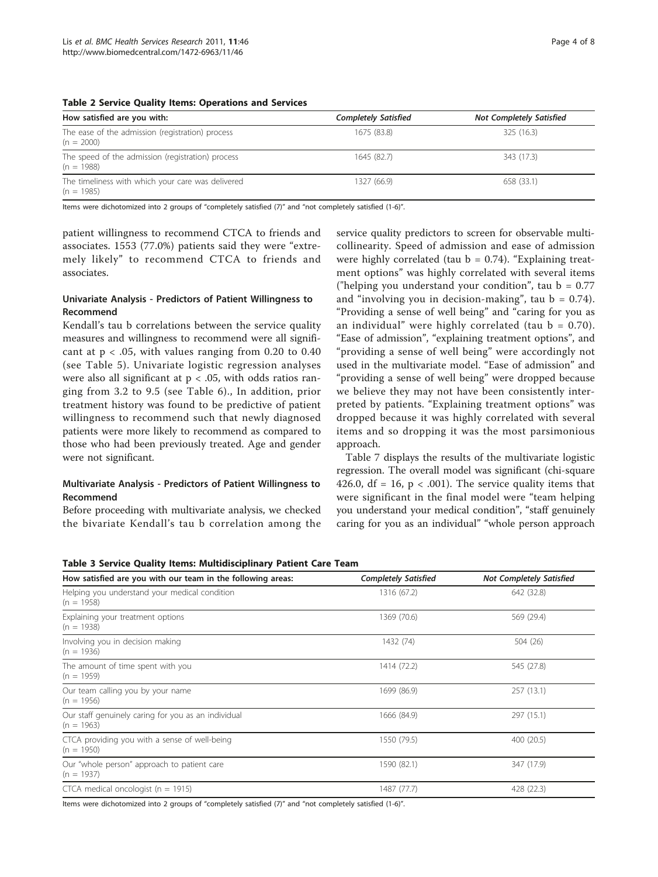**Table 2 Service Quality Items: Operations and Services**

| How satisfied are you with: | *Completely Satisfied* | *Not Completely Satisfied* |
|---|---|---|
| The ease of the admission (registration) process (n = 2000) | 1675 (83.8) | 325 (16.3) |
| The speed of the admission (registration) process (n = 1988) | 1645 (82.7) | 343 (17.3) |
| The timeliness with which your care was delivered (n = 1985) | 1327 (66.9) | 658 (33.1) |

Items were dichotomized into 2 groups of "completely satisfied (7)" and "not completely satisfied (1-6)".

patient willingness to recommend CTCA to friends and associates. 1553 (77.0%) patients said they were "extremely likely" to recommend CTCA to friends and associates.

### Univariate Analysis - Predictors of Patient Willingness to Recommend

Kendall's tau b correlations between the service quality measures and willingness to recommend were all significant at $p < .05$, with values ranging from 0.20 to 0.40 (see Table 5). Univariate logistic regression analyses were also all significant at $p < .05$, with odds ratios ranging from 3.2 to 9.5 (see Table 6)., In addition, prior treatment history was found to be predictive of patient willingness to recommend such that newly diagnosed patients were more likely to recommend as compared to those who had been previously treated. Age and gender were not significant.

### Multivariate Analysis - Predictors of Patient Willingness to Recommend

Before proceeding with multivariate analysis, we checked the bivariate Kendall's tau b correlation among the service quality predictors to screen for observable multicollinearity. Speed of admission and ease of admission were highly correlated (tau b = 0.74). "Explaining treatment options" was highly correlated with several items ("helping you understand your condition", tau b = 0.77 and "involving you in decision-making", tau b = 0.74). "Providing a sense of well being" and "caring for you as an individual" were highly correlated (tau b = 0.70). "Ease of admission", "explaining treatment options", and "providing a sense of well being" were accordingly not used in the multivariate model. "Ease of admission" and "providing a sense of well being" were dropped because we believe they may not have been consistently interpreted by patients. "Explaining treatment options" was dropped because it was highly correlated with several items and so dropping it was the most parsimonious approach.

Table 7 displays the results of the multivariate logistic regression. The overall model was significant (chi-square 426.0, df = 16, $p < .001$). The service quality items that were significant in the final model were "team helping you understand your medical condition", "staff genuinely caring for you as an individual" "whole person approach

**Table 3 Service Quality Items: Multidisciplinary Patient Care Team**

| How satisfied are you with our team in the following areas: | *Completely Satisfied* | *Not Completely Satisfied* |
|---|---|---|
| Helping you understand your medical condition (n = 1958) | 1316 (67.2) | 642 (32.8) |
| Explaining your treatment options (n = 1938) | 1369 (70.6) | 569 (29.4) |
| Involving you in decision making (n = 1936) | 1432 (74) | 504 (26) |
| The amount of time spent with you (n = 1959) | 1414 (72.2) | 545 (27.8) |
| Our team calling you by your name (n = 1956) | 1699 (86.9) | 257 (13.1) |
| Our staff genuinely caring for you as an individual (n = 1963) | 1666 (84.9) | 297 (15.1) |
| CTCA providing you with a sense of well-being (n = 1950) | 1550 (79.5) | 400 (20.5) |
| Our "whole person" approach to patient care (n = 1937) | 1590 (82.1) | 347 (17.9) |
| CTCA medical oncologist (n = 1915) | 1487 (77.7) | 428 (22.3) |

Items were dichotomized into 2 groups of "completely satisfied (7)" and "not completely satisfied (1-6)".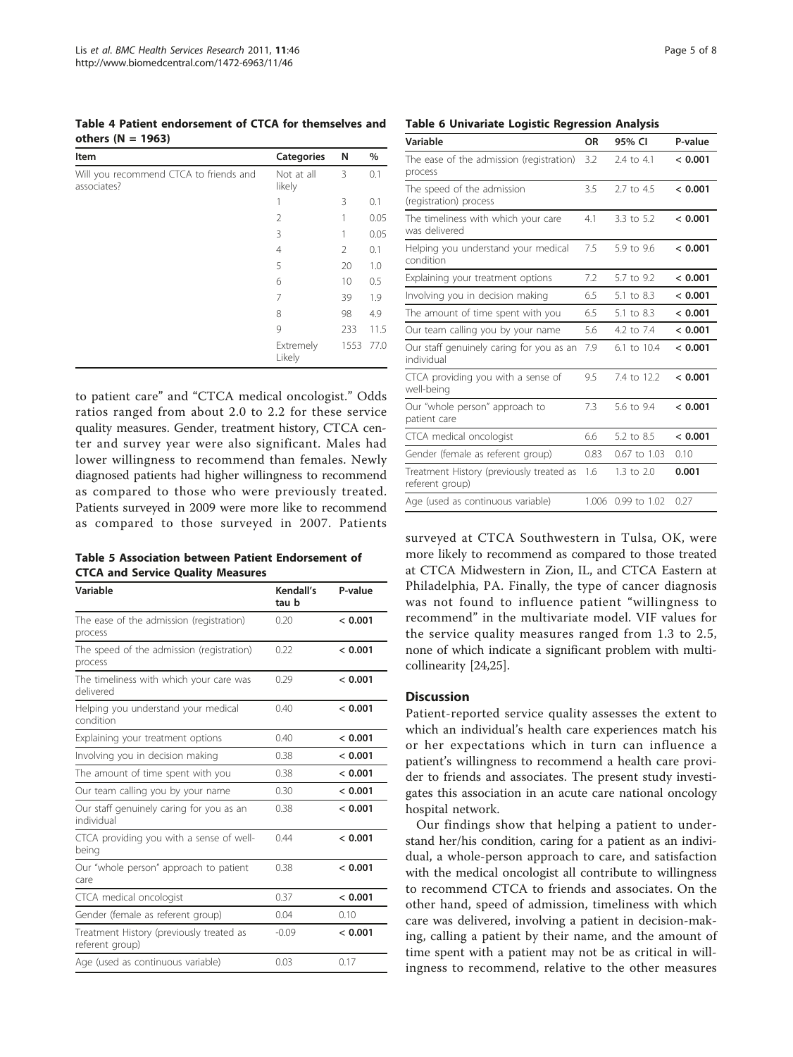**Table 4 Patient endorsement of CTCA for themselves and others (N = 1963)**

| Item | Categories | N | % |
|---|---|---|---|
| Will you recommend CTCA to friends and associates? | Not at all likely | 3 | 0.1 |
| | 1 | 3 | 0.1 |
| | 2 | 1 | 0.05 |
| | 3 | 1 | 0.05 |
| | 4 | 2 | 0.1 |
| | 5 | 20 | 1.0 |
| | 6 | 10 | 0.5 |
| | 7 | 39 | 1.9 |
| | 8 | 98 | 4.9 |
| | 9 | 233 | 11.5 |
| | Extremely Likely | 1553 | 77.0 |

to patient care" and "CTCA medical oncologist." Odds ratios ranged from about 2.0 to 2.2 for these service quality measures. Gender, treatment history, CTCA center and survey year were also significant. Males had lower willingness to recommend than females. Newly diagnosed patients had higher willingness to recommend as compared to those who were previously treated. Patients surveyed in 2009 were more like to recommend as compared to those surveyed in 2007. Patients surveyed at CTCA Southwestern in Tulsa, OK, were more likely to recommend as compared to those treated at CTCA Midwestern in Zion, IL, and CTCA Eastern at Philadelphia, PA. Finally, the type of cancer diagnosis was not found to influence patient "willingness to recommend" in the multivariate model. VIF values for the service quality measures ranged from 1.3 to 2.5, none of which indicate a significant problem with multicollinearity [24,25].

**Table 5 Association between Patient Endorsement of CTCA and Service Quality Measures**

| Variable | Kendall's tau b | P-value |
|---|---|---|
| The ease of the admission (registration) process | 0.20 | **< 0.001** |
| The speed of the admission (registration) process | 0.22 | **< 0.001** |
| The timeliness with which your care was delivered | 0.29 | **< 0.001** |
| Helping you understand your medical condition | 0.40 | **< 0.001** |
| Explaining your treatment options | 0.40 | **< 0.001** |
| Involving you in decision making | 0.38 | **< 0.001** |
| The amount of time spent with you | 0.38 | **< 0.001** |
| Our team calling you by your name | 0.30 | **< 0.001** |
| Our staff genuinely caring for you as an individual | 0.38 | **< 0.001** |
| CTCA providing you with a sense of well-being | 0.44 | **< 0.001** |
| Our "whole person" approach to patient care | 0.38 | **< 0.001** |
| CTCA medical oncologist | 0.37 | **< 0.001** |
| Gender (female as referent group) | 0.04 | 0.10 |
| Treatment History (previously treated as referent group) | -0.09 | **< 0.001** |
| Age (used as continuous variable) | 0.03 | 0.17 |

**Table 6 Univariate Logistic Regression Analysis**

| Variable | OR | 95% CI | P-value |
|---|---|---|---|
| The ease of the admission (registration) process | 3.2 | 2.4 to 4.1 | **< 0.001** |
| The speed of the admission (registration) process | 3.5 | 2.7 to 4.5 | **< 0.001** |
| The timeliness with which your care was delivered | 4.1 | 3.3 to 5.2 | **< 0.001** |
| Helping you understand your medical condition | 7.5 | 5.9 to 9.6 | **< 0.001** |
| Explaining your treatment options | 7.2 | 5.7 to 9.2 | **< 0.001** |
| Involving you in decision making | 6.5 | 5.1 to 8.3 | **< 0.001** |
| The amount of time spent with you | 6.5 | 5.1 to 8.3 | **< 0.001** |
| Our team calling you by your name | 5.6 | 4.2 to 7.4 | **< 0.001** |
| Our staff genuinely caring for you as an individual | 7.9 | 6.1 to 10.4 | **< 0.001** |
| CTCA providing you with a sense of well-being | 9.5 | 7.4 to 12.2 | **< 0.001** |
| Our "whole person" approach to patient care | 7.3 | 5.6 to 9.4 | **< 0.001** |
| CTCA medical oncologist | 6.6 | 5.2 to 8.5 | **< 0.001** |
| Gender (female as referent group) | 0.83 | 0.67 to 1.03 | 0.10 |
| Treatment History (previously treated as referent group) | 1.6 | 1.3 to 2.0 | **0.001** |
| Age (used as continuous variable) | 1.006 | 0.99 to 1.02 | 0.27 |

## Discussion

Patient-reported service quality assesses the extent to which an individual's health care experiences match his or her expectations which in turn can influence a patient's willingness to recommend a health care provider to friends and associates. The present study investigates this association in an acute care national oncology hospital network.

Our findings show that helping a patient to understand her/his condition, caring for a patient as an individual, a whole-person approach to care, and satisfaction with the medical oncologist all contribute to willingness to recommend CTCA to friends and associates. On the other hand, speed of admission, timeliness with which care was delivered, involving a patient in decision-making, calling a patient by their name, and the amount of time spent with a patient may not be as critical in willingness to recommend, relative to the other measures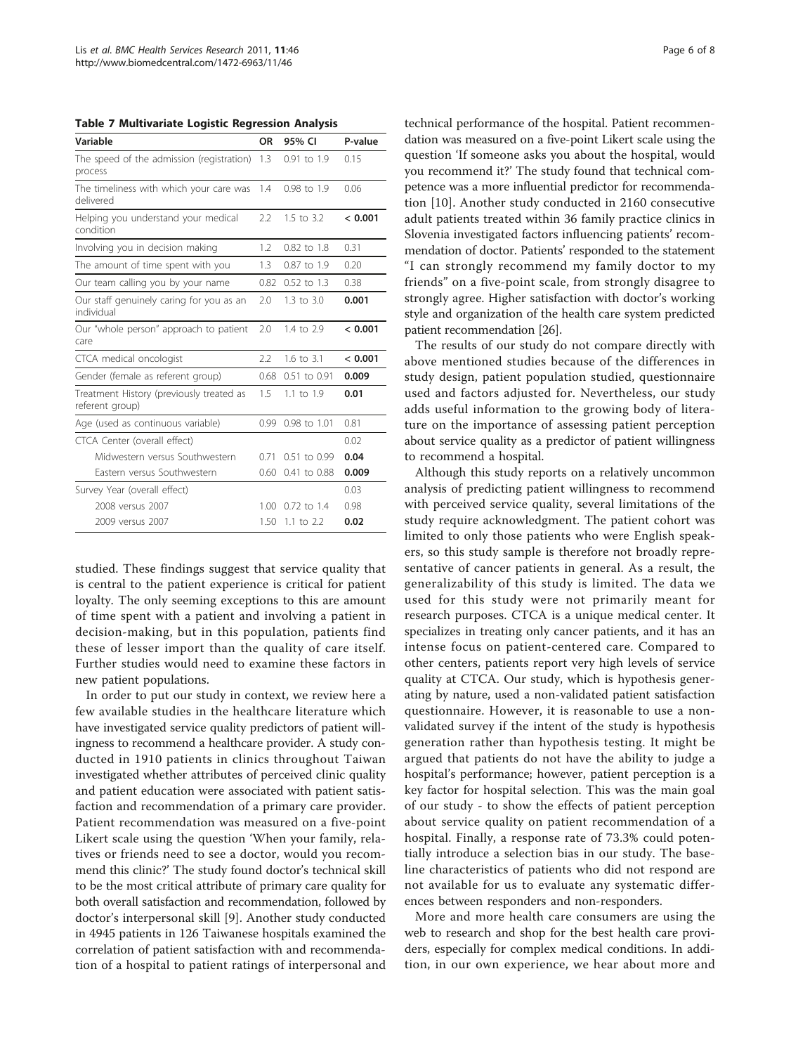**Table 7 Multivariate Logistic Regression Analysis**

| Variable | OR | 95% CI | P-value |
|---|---|---|---|
| The speed of the admission (registration) process | 1.3 | 0.91 to 1.9 | 0.15 |
| The timeliness with which your care was delivered | 1.4 | 0.98 to 1.9 | 0.06 |
| Helping you understand your medical condition | 2.2 | 1.5 to 3.2 | **< 0.001** |
| Involving you in decision making | 1.2 | 0.82 to 1.8 | 0.31 |
| The amount of time spent with you | 1.3 | 0.87 to 1.9 | 0.20 |
| Our team calling you by your name | 0.82 | 0.52 to 1.3 | 0.38 |
| Our staff genuinely caring for you as an individual | 2.0 | 1.3 to 3.0 | **0.001** |
| Our "whole person" approach to patient care | 2.0 | 1.4 to 2.9 | **< 0.001** |
| CTCA medical oncologist | 2.2 | 1.6 to 3.1 | **< 0.001** |
| Gender (female as referent group) | 0.68 | 0.51 to 0.91 | **0.009** |
| Treatment History (previously treated as referent group) | 1.5 | 1.1 to 1.9 | **0.01** |
| Age (used as continuous variable) | 0.99 | 0.98 to 1.01 | 0.81 |
| CTCA Center (overall effect) | | | 0.02 |
| Midwestern versus Southwestern | 0.71 | 0.51 to 0.99 | **0.04** |
| Eastern versus Southwestern | 0.60 | 0.41 to 0.88 | **0.009** |
| Survey Year (overall effect) | | | 0.03 |
| 2008 versus 2007 | 1.00 | 0.72 to 1.4 | 0.98 |
| 2009 versus 2007 | 1.50 | 1.1 to 2.2 | **0.02** |

studied. These findings suggest that service quality that is central to the patient experience is critical for patient loyalty. The only seeming exceptions to this are amount of time spent with a patient and involving a patient in decision-making, but in this population, patients find these of lesser import than the quality of care itself. Further studies would need to examine these factors in new patient populations.

In order to put our study in context, we review here a few available studies in the healthcare literature which have investigated service quality predictors of patient willingness to recommend a healthcare provider. A study conducted in 1910 patients in clinics throughout Taiwan investigated whether attributes of perceived clinic quality and patient education were associated with patient satisfaction and recommendation of a primary care provider. Patient recommendation was measured on a five-point Likert scale using the question 'When your family, relatives or friends need to see a doctor, would you recommend this clinic?' The study found doctor's technical skill to be the most critical attribute of primary care quality for both overall satisfaction and recommendation, followed by doctor's interpersonal skill [9]. Another study conducted in 4945 patients in 126 Taiwanese hospitals examined the correlation of patient satisfaction with and recommendation of a hospital to patient ratings of interpersonal and technical performance of the hospital. Patient recommendation was measured on a five-point Likert scale using the question 'If someone asks you about the hospital, would you recommend it?' The study found that technical competence was a more influential predictor for recommendation [10]. Another study conducted in 2160 consecutive adult patients treated within 36 family practice clinics in Slovenia investigated factors influencing patients' recommendation of doctor. Patients' responded to the statement "I can strongly recommend my family doctor to my friends" on a five-point scale, from strongly disagree to strongly agree. Higher satisfaction with doctor's working style and organization of the health care system predicted patient recommendation [26].

The results of our study do not compare directly with above mentioned studies because of the differences in study design, patient population studied, questionnaire used and factors adjusted for. Nevertheless, our study adds useful information to the growing body of literature on the importance of assessing patient perception about service quality as a predictor of patient willingness to recommend a hospital.

Although this study reports on a relatively uncommon analysis of predicting patient willingness to recommend with perceived service quality, several limitations of the study require acknowledgment. The patient cohort was limited to only those patients who were English speakers, so this study sample is therefore not broadly representative of cancer patients in general. As a result, the generalizability of this study is limited. The data we used for this study were not primarily meant for research purposes. CTCA is a unique medical center. It specializes in treating only cancer patients, and it has an intense focus on patient-centered care. Compared to other centers, patients report very high levels of service quality at CTCA. Our study, which is hypothesis generating by nature, used a non-validated patient satisfaction questionnaire. However, it is reasonable to use a non-validated survey if the intent of the study is hypothesis generation rather than hypothesis testing. It might be argued that patients do not have the ability to judge a hospital's performance; however, patient perception is a key factor for hospital selection. This was the main goal of our study - to show the effects of patient perception about service quality on patient recommendation of a hospital. Finally, a response rate of 73.3% could potentially introduce a selection bias in our study. The baseline characteristics of patients who did not respond are not available for us to evaluate any systematic differences between responders and non-responders.

More and more health care consumers are using the web to research and shop for the best health care providers, especially for complex medical conditions. In addition, in our own experience, we hear about more and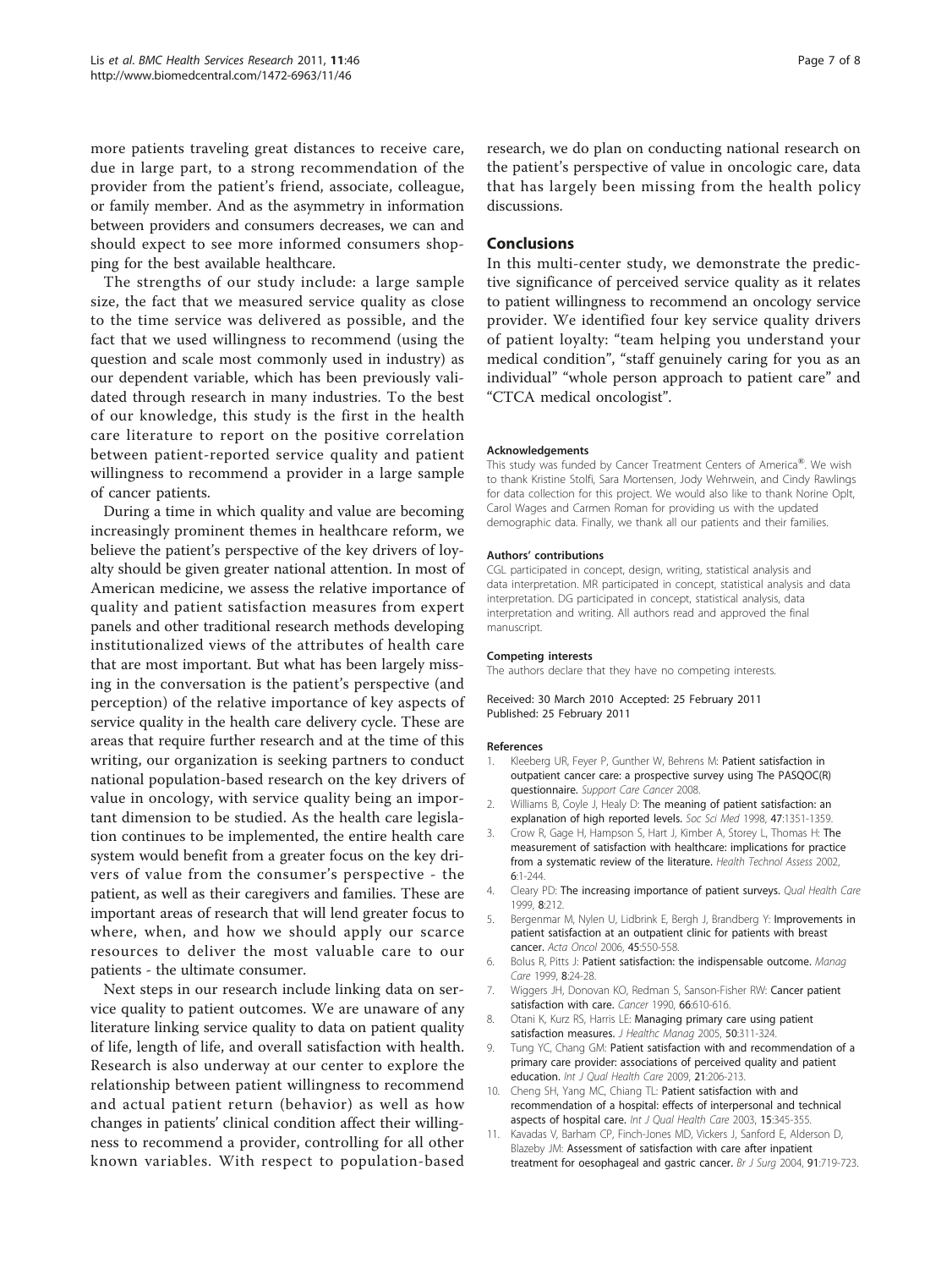more patients traveling great distances to receive care, due in large part, to a strong recommendation of the provider from the patient's friend, associate, colleague, or family member. And as the asymmetry in information between providers and consumers decreases, we can and should expect to see more informed consumers shopping for the best available healthcare.

The strengths of our study include: a large sample size, the fact that we measured service quality as close to the time service was delivered as possible, and the fact that we used willingness to recommend (using the question and scale most commonly used in industry) as our dependent variable, which has been previously validated through research in many industries. To the best of our knowledge, this study is the first in the health care literature to report on the positive correlation between patient-reported service quality and patient willingness to recommend a provider in a large sample of cancer patients.

During a time in which quality and value are becoming increasingly prominent themes in healthcare reform, we believe the patient's perspective of the key drivers of loyalty should be given greater national attention. In most of American medicine, we assess the relative importance of quality and patient satisfaction measures from expert panels and other traditional research methods developing institutionalized views of the attributes of health care that are most important. But what has been largely missing in the conversation is the patient's perspective (and perception) of the relative importance of key aspects of service quality in the health care delivery cycle. These are areas that require further research and at the time of this writing, our organization is seeking partners to conduct national population-based research on the key drivers of value in oncology, with service quality being an important dimension to be studied. As the health care legislation continues to be implemented, the entire health care system would benefit from a greater focus on the key drivers of value from the consumer's perspective - the patient, as well as their caregivers and families. These are important areas of research that will lend greater focus to where, when, and how we should apply our scarce resources to deliver the most valuable care to our patients - the ultimate consumer.

Next steps in our research include linking data on service quality to patient outcomes. We are unaware of any literature linking service quality to data on patient quality of life, length of life, and overall satisfaction with health. Research is also underway at our center to explore the relationship between patient willingness to recommend and actual patient return (behavior) as well as how changes in patients' clinical condition affect their willingness to recommend a provider, controlling for all other known variables. With respect to population-based research, we do plan on conducting national research on the patient's perspective of value in oncologic care, data that has largely been missing from the health policy discussions.

## Conclusions

In this multi-center study, we demonstrate the predictive significance of perceived service quality as it relates to patient willingness to recommend an oncology service provider. We identified four key service quality drivers of patient loyalty: "team helping you understand your medical condition", "staff genuinely caring for you as an individual" "whole person approach to patient care" and "CTCA medical oncologist".

#### Acknowledgements

This study was funded by Cancer Treatment Centers of America®. We wish to thank Kristine Stolfi, Sara Mortensen, Jody Wehrwein, and Cindy Rawlings for data collection for this project. We would also like to thank Norine Oplt, Carol Wages and Carmen Roman for providing us with the updated demographic data. Finally, we thank all our patients and their families.

#### Authors' contributions

CGL participated in concept, design, writing, statistical analysis and data interpretation. MR participated in concept, statistical analysis and data interpretation. DG participated in concept, statistical analysis, data interpretation and writing. All authors read and approved the final manuscript.

#### Competing interests

The authors declare that they have no competing interests.

Received: 30 March 2010 Accepted: 25 February 2011
Published: 25 February 2011

#### References

1. Kleeberg UR, Feyer P, Gunther W, Behrens M: **Patient satisfaction in outpatient cancer care: a prospective survey using The PASQOC(R) questionnaire.** *Support Care Cancer* 2008.
2. Williams B, Coyle J, Healy D: **The meaning of patient satisfaction: an explanation of high reported levels.** *Soc Sci Med* 1998, **47**:1351-1359.
3. Crow R, Gage H, Hampson S, Hart J, Kimber A, Storey L, Thomas H: **The measurement of satisfaction with healthcare: implications for practice from a systematic review of the literature.** *Health Technol Assess* 2002, **6**:1-244.
4. Cleary PD: **The increasing importance of patient surveys.** *Qual Health Care* 1999, **8**:212.
5. Bergenmar M, Nylen U, Lidbrink E, Bergh J, Brandberg Y: **Improvements in patient satisfaction at an outpatient clinic for patients with breast cancer.** *Acta Oncol* 2006, **45**:550-558.
6. Bolus R, Pitts J: **Patient satisfaction: the indispensable outcome.** *Manag Care* 1999, **8**:24-28.
7. Wiggers JH, Donovan KO, Redman S, Sanson-Fisher RW: **Cancer patient satisfaction with care.** *Cancer* 1990, **66**:610-616.
8. Otani K, Kurz RS, Harris LE: **Managing primary care using patient satisfaction measures.** *J Healthc Manag* 2005, **50**:311-324.
9. Tung YC, Chang GM: **Patient satisfaction with and recommendation of a primary care provider: associations of perceived quality and patient education.** *Int J Qual Health Care* 2009, **21**:206-213.
10. Cheng SH, Yang MC, Chiang TL: **Patient satisfaction with and recommendation of a hospital: effects of interpersonal and technical aspects of hospital care.** *Int J Qual Health Care* 2003, **15**:345-355.
11. Kavadas V, Barham CP, Finch-Jones MD, Vickers J, Sanford E, Alderson D, Blazeby JM: **Assessment of satisfaction with care after inpatient treatment for oesophageal and gastric cancer.** *Br J Surg* 2004, **91**:719-723.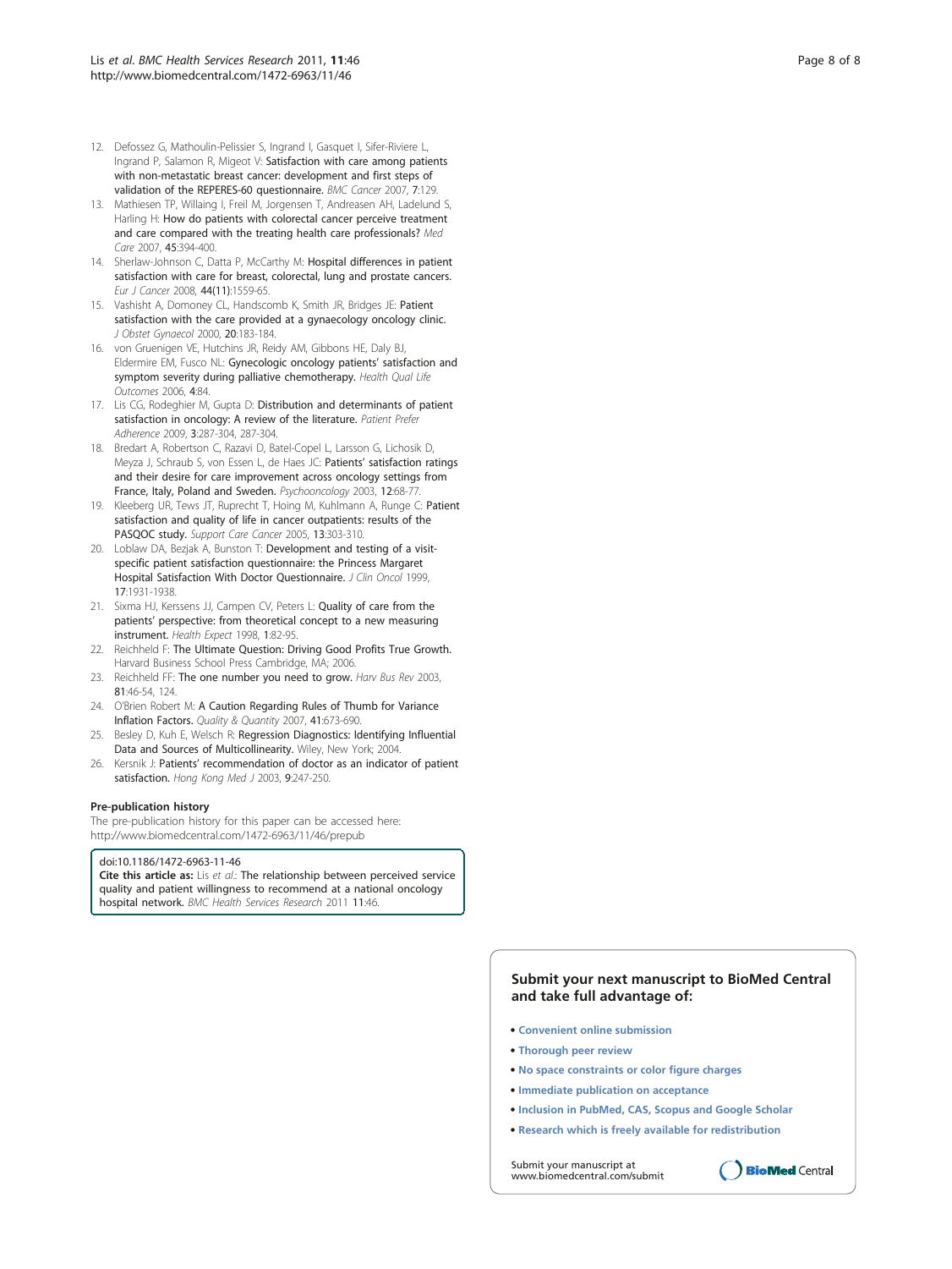12. Defossez G, Mathoulin-Pelissier S, Ingrand I, Gasquet I, Sifer-Riviere L, Ingrand P, Salamon R, Migeot V: **Satisfaction with care among patients with non-metastatic breast cancer: development and first steps of validation of the REPERES-60 questionnaire.** *BMC Cancer* 2007, **7**:129.
13. Mathiesen TP, Willaing I, Freil M, Jorgensen T, Andreasen AH, Ladelund S, Harling H: **How do patients with colorectal cancer perceive treatment and care compared with the treating health care professionals?** *Med Care* 2007, **45**:394-400.
14. Sherlaw-Johnson C, Datta P, McCarthy M: **Hospital differences in patient satisfaction with care for breast, colorectal, lung and prostate cancers.** *Eur J Cancer* 2008, **44(11)**:1559-65.
15. Vashisht A, Domoney CL, Handscomb K, Smith JR, Bridges JE: **Patient satisfaction with the care provided at a gynaecology oncology clinic.** *J Obstet Gynaecol* 2000, **20**:183-184.
16. von Gruenigen VE, Hutchins JR, Reidy AM, Gibbons HE, Daly BJ, Eldermire EM, Fusco NL: **Gynecologic oncology patients' satisfaction and symptom severity during palliative chemotherapy.** *Health Qual Life Outcomes* 2006, **4**:84.
17. Lis CG, Rodeghier M, Gupta D: **Distribution and determinants of patient satisfaction in oncology: A review of the literature.** *Patient Prefer Adherence* 2009, **3**:287-304, 287-304.
18. Bredart A, Robertson C, Razavi D, Batel-Copel L, Larsson G, Lichosik D, Meyza J, Schraub S, von Essen L, de Haes JC: **Patients' satisfaction ratings and their desire for care improvement across oncology settings from France, Italy, Poland and Sweden.** *Psychooncology* 2003, **12**:68-77.
19. Kleeberg UR, Tews JT, Ruprecht T, Hoing M, Kuhlmann A, Runge C: **Patient satisfaction and quality of life in cancer outpatients: results of the PASQOC study.** *Support Care Cancer* 2005, **13**:303-310.
20. Loblaw DA, Bezjak A, Bunston T: **Development and testing of a visit-specific patient satisfaction questionnaire: the Princess Margaret Hospital Satisfaction With Doctor Questionnaire.** *J Clin Oncol* 1999, **17**:1931-1938.
21. Sixma HJ, Kerssens JJ, Campen CV, Peters L: **Quality of care from the patients' perspective: from theoretical concept to a new measuring instrument.** *Health Expect* 1998, **1**:82-95.
22. Reichheld F: **The Ultimate Question: Driving Good Profits True Growth.** Harvard Business School Press Cambridge, MA; 2006.
23. Reichheld FF: **The one number you need to grow.** *Harv Bus Rev* 2003, **81**:46-54, 124.
24. O'Brien Robert M: **A Caution Regarding Rules of Thumb for Variance Inflation Factors.** *Quality & Quantity* 2007, **41**:673-690.
25. Besley D, Kuh E, Welsch R: **Regression Diagnostics: Identifying Influential Data and Sources of Multicollinearity.** Wiley, New York; 2004.
26. Kersnik J: **Patients' recommendation of doctor as an indicator of patient satisfaction.** *Hong Kong Med J* 2003, **9**:247-250.

### Pre-publication history

The pre-publication history for this paper can be accessed here: http://www.biomedcentral.com/1472-6963/11/46/prepub

doi:10.1186/1472-6963-11-46

**Cite this article as:** Lis *et al.*: The relationship between perceived service quality and patient willingness to recommend at a national oncology hospital network. *BMC Health Services Research* 2011 **11**:46.

**Submit your next manuscript to BioMed Central and take full advantage of:**

- Convenient online submission
- Thorough peer review
- No space constraints or color figure charges
- Immediate publication on acceptance
- Inclusion in PubMed, CAS, Scopus and Google Scholar
- Research which is freely available for redistribution

Submit your manuscript at www.biomedcentral.com/submit

BioMed Central